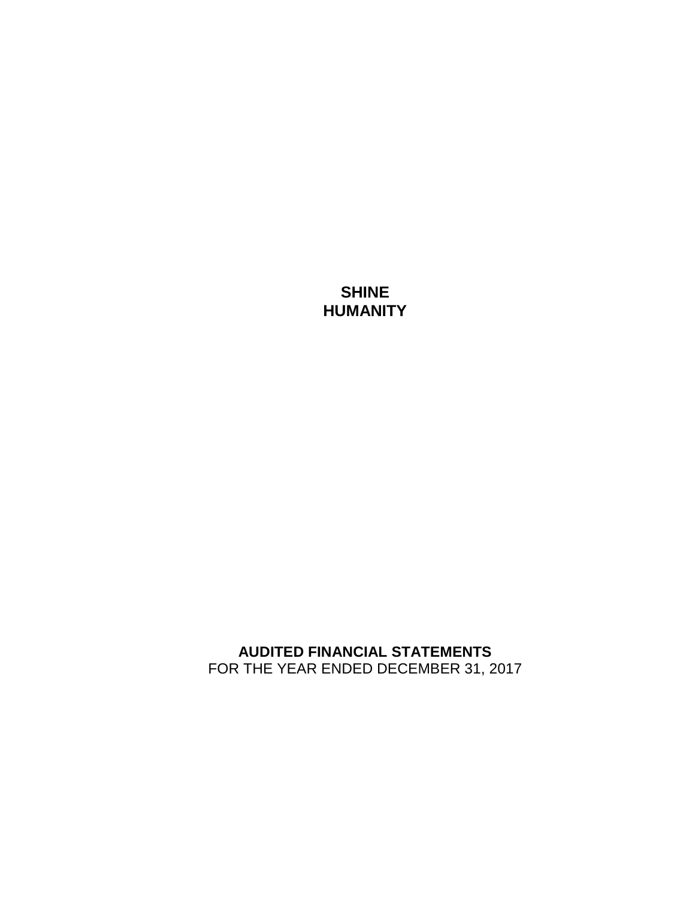# SHINE HUMANITY

## AUDITED FINANCIAL STATEMENTS

FOR THE YEAR ENDED DECEMBER 31, 2017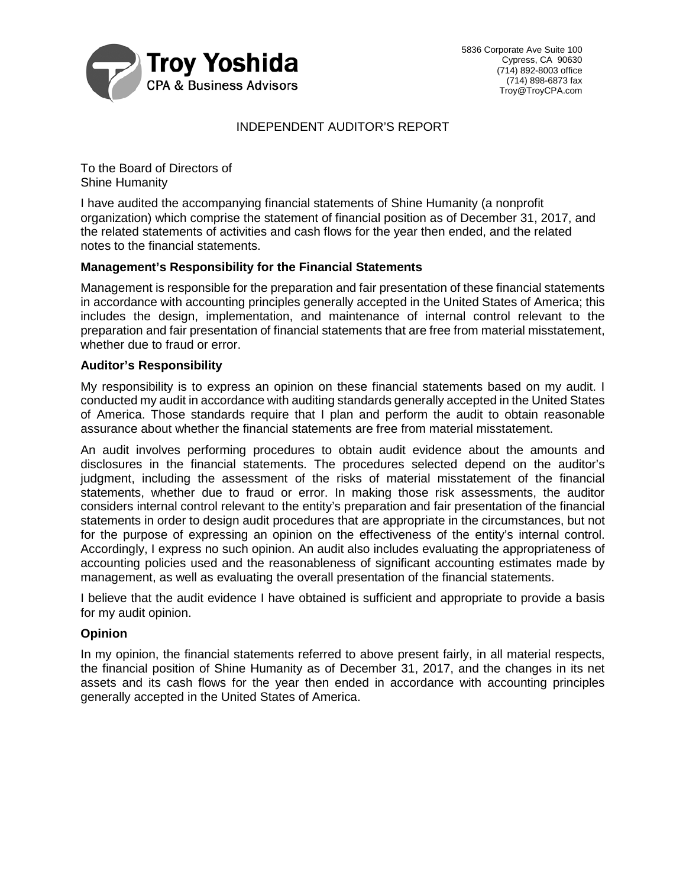Troy Yoshida
CPA & Business Advisors

5836 Corporate Ave Suite 100
Cypress, CA 90630
(714) 892-8003 office
(714) 898-6873 fax
Troy@TroyCPA.com

# INDEPENDENT AUDITOR'S REPORT

To the Board of Directors of
Shine Humanity

I have audited the accompanying financial statements of Shine Humanity (a nonprofit organization) which comprise the statement of financial position as of December 31, 2017, and the related statements of activities and cash flows for the year then ended, and the related notes to the financial statements.

**Management's Responsibility for the Financial Statements**

Management is responsible for the preparation and fair presentation of these financial statements in accordance with accounting principles generally accepted in the United States of America; this includes the design, implementation, and maintenance of internal control relevant to the preparation and fair presentation of financial statements that are free from material misstatement, whether due to fraud or error.

**Auditor's Responsibility**

My responsibility is to express an opinion on these financial statements based on my audit. I conducted my audit in accordance with auditing standards generally accepted in the United States of America. Those standards require that I plan and perform the audit to obtain reasonable assurance about whether the financial statements are free from material misstatement.

An audit involves performing procedures to obtain audit evidence about the amounts and disclosures in the financial statements. The procedures selected depend on the auditor's judgment, including the assessment of the risks of material misstatement of the financial statements, whether due to fraud or error. In making those risk assessments, the auditor considers internal control relevant to the entity's preparation and fair presentation of the financial statements in order to design audit procedures that are appropriate in the circumstances, but not for the purpose of expressing an opinion on the effectiveness of the entity's internal control. Accordingly, I express no such opinion. An audit also includes evaluating the appropriateness of accounting policies used and the reasonableness of significant accounting estimates made by management, as well as evaluating the overall presentation of the financial statements.

I believe that the audit evidence I have obtained is sufficient and appropriate to provide a basis for my audit opinion.

**Opinion**

In my opinion, the financial statements referred to above present fairly, in all material respects, the financial position of Shine Humanity as of December 31, 2017, and the changes in its net assets and its cash flows for the year then ended in accordance with accounting principles generally accepted in the United States of America.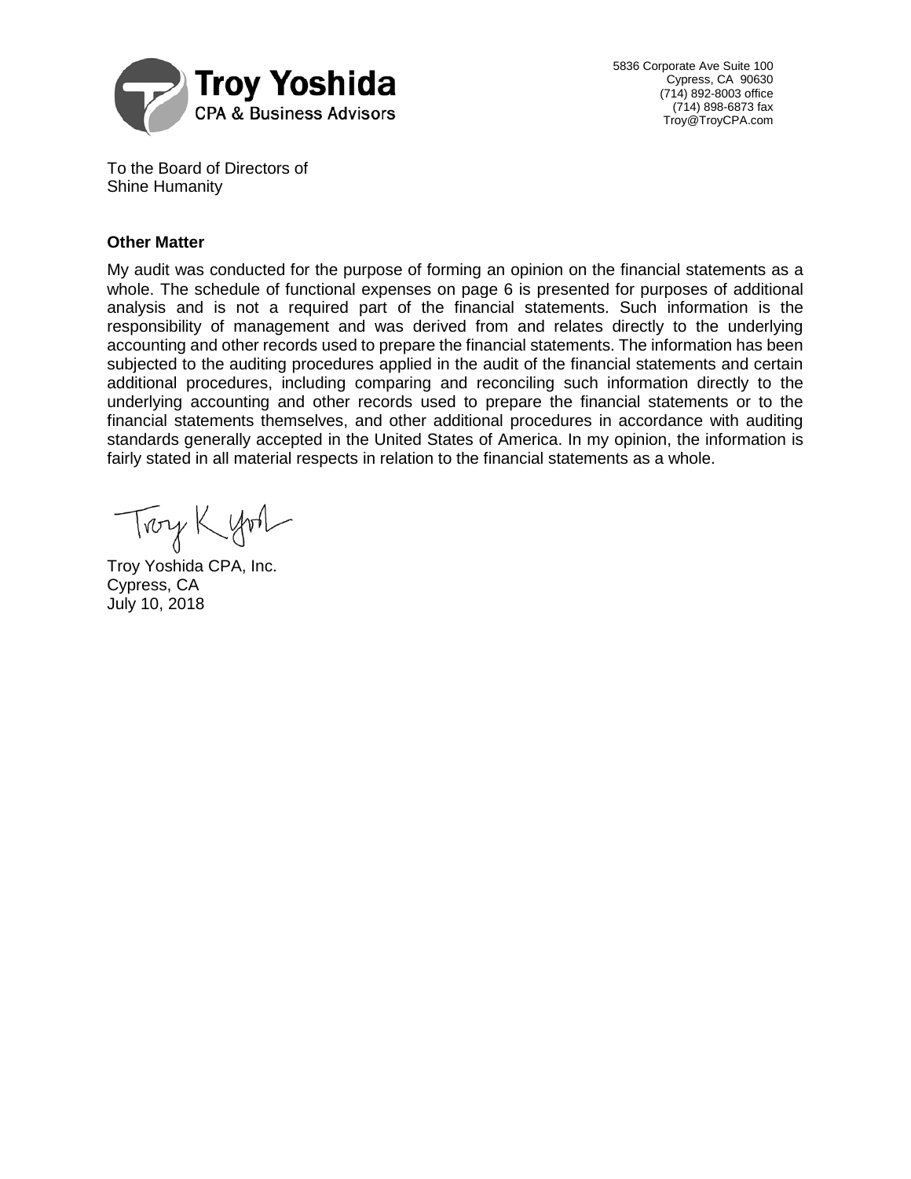Troy Yoshida
CPA & Business Advisors

5836 Corporate Ave Suite 100
Cypress, CA 90630
(714) 892-8003 office
(714) 898-6873 fax
Troy@TroyCPA.com

To the Board of Directors of
Shine Humanity

**Other Matter**

My audit was conducted for the purpose of forming an opinion on the financial statements as a whole. The schedule of functional expenses on page 6 is presented for purposes of additional analysis and is not a required part of the financial statements. Such information is the responsibility of management and was derived from and relates directly to the underlying accounting and other records used to prepare the financial statements. The information has been subjected to the auditing procedures applied in the audit of the financial statements and certain additional procedures, including comparing and reconciling such information directly to the underlying accounting and other records used to prepare the financial statements or to the financial statements themselves, and other additional procedures in accordance with auditing standards generally accepted in the United States of America. In my opinion, the information is fairly stated in all material respects in relation to the financial statements as a whole.

Troy Yoshida CPA, Inc.
Cypress, CA
July 10, 2018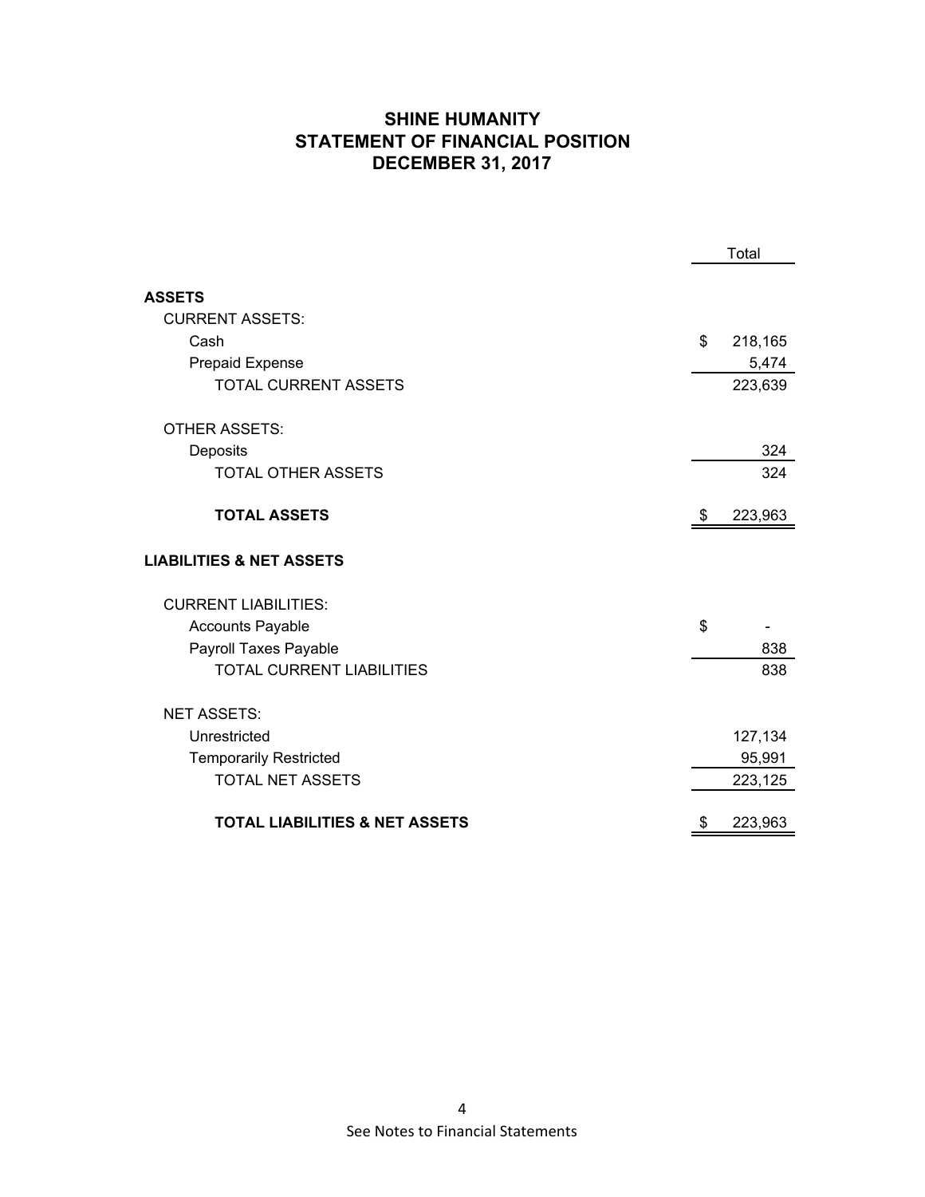# SHINE HUMANITY
## STATEMENT OF FINANCIAL POSITION
## DECEMBER 31, 2017

| | Total |
|---|---|
| **ASSETS** | |
| CURRENT ASSETS: | |
| Cash | $ 218,165 |
| Prepaid Expense | 5,474 |
| TOTAL CURRENT ASSETS | 223,639 |
| OTHER ASSETS: | |
| Deposits | 324 |
| TOTAL OTHER ASSETS | 324 |
| **TOTAL ASSETS** | $ 223,963 |
| **LIABILITIES & NET ASSETS** | |
| CURRENT LIABILITIES: | |
| Accounts Payable | $ - |
| Payroll Taxes Payable | 838 |
| TOTAL CURRENT LIABILITIES | 838 |
| NET ASSETS: | |
| Unrestricted | 127,134 |
| Temporarily Restricted | 95,991 |
| TOTAL NET ASSETS | 223,125 |
| **TOTAL LIABILITIES & NET ASSETS** | $ 223,963 |

See Notes to Financial Statements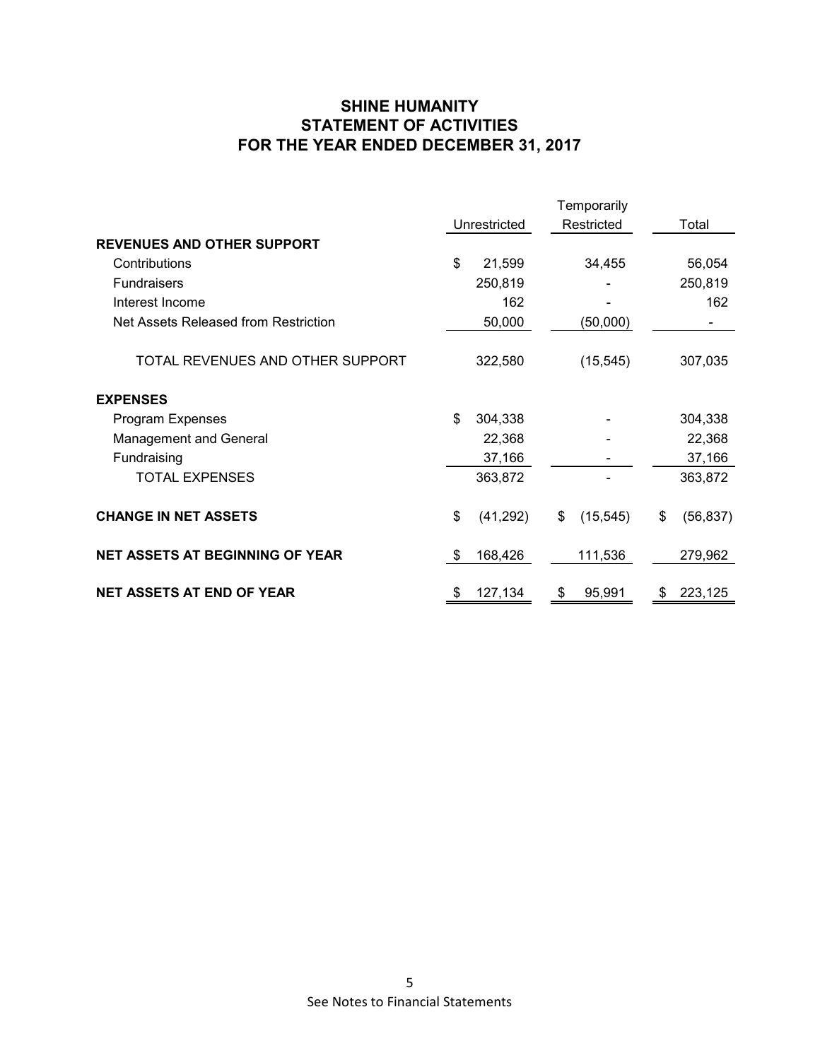# SHINE HUMANITY
## STATEMENT OF ACTIVITIES
## FOR THE YEAR ENDED DECEMBER 31, 2017

| | Unrestricted | Temporarily Restricted | Total |
|---|---|---|---|
| **REVENUES AND OTHER SUPPORT** | | | |
| Contributions | $ 21,599 | 34,455 | 56,054 |
| Fundraisers | 250,819 | - | 250,819 |
| Interest Income | 162 | - | 162 |
| Net Assets Released from Restriction | 50,000 | (50,000) | - |
| TOTAL REVENUES AND OTHER SUPPORT | 322,580 | (15,545) | 307,035 |
| **EXPENSES** | | | |
| Program Expenses | $ 304,338 | - | 304,338 |
| Management and General | 22,368 | - | 22,368 |
| Fundraising | 37,166 | - | 37,166 |
| TOTAL EXPENSES | 363,872 | - | 363,872 |
| **CHANGE IN NET ASSETS** | $ (41,292) | $ (15,545) | $ (56,837) |
| **NET ASSETS AT BEGINNING OF YEAR** | $ 168,426 | 111,536 | 279,962 |
| **NET ASSETS AT END OF YEAR** | $ 127,134 | $ 95,991 | $ 223,125 |

See Notes to Financial Statements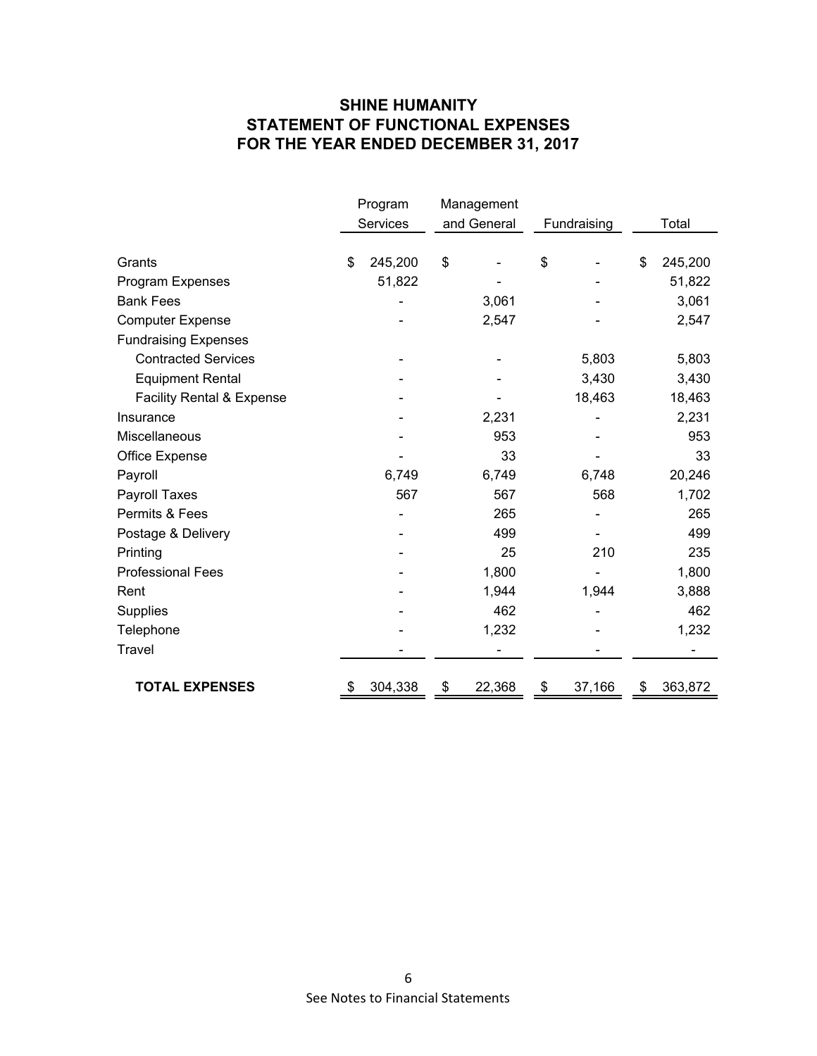# SHINE HUMANITY
## STATEMENT OF FUNCTIONAL EXPENSES
## FOR THE YEAR ENDED DECEMBER 31, 2017

| | Program Services | Management and General | Fundraising | Total |
|---|---|---|---|---|
| Grants | $ 245,200 | $ - | $ - | $ 245,200 |
| Program Expenses | 51,822 | - | - | 51,822 |
| Bank Fees | - | 3,061 | - | 3,061 |
| Computer Expense | - | 2,547 | - | 2,547 |
| Fundraising Expenses | | | | |
| Contracted Services | - | - | 5,803 | 5,803 |
| Equipment Rental | - | - | 3,430 | 3,430 |
| Facility Rental & Expense | - | - | 18,463 | 18,463 |
| Insurance | - | 2,231 | - | 2,231 |
| Miscellaneous | - | 953 | - | 953 |
| Office Expense | - | 33 | - | 33 |
| Payroll | 6,749 | 6,749 | 6,748 | 20,246 |
| Payroll Taxes | 567 | 567 | 568 | 1,702 |
| Permits & Fees | - | 265 | - | 265 |
| Postage & Delivery | - | 499 | - | 499 |
| Printing | - | 25 | 210 | 235 |
| Professional Fees | - | 1,800 | - | 1,800 |
| Rent | - | 1,944 | 1,944 | 3,888 |
| Supplies | - | 462 | - | 462 |
| Telephone | - | 1,232 | - | 1,232 |
| Travel | - | - | - | - |
| **TOTAL EXPENSES** | $ 304,338 | $ 22,368 | $ 37,166 | $ 363,872 |

See Notes to Financial Statements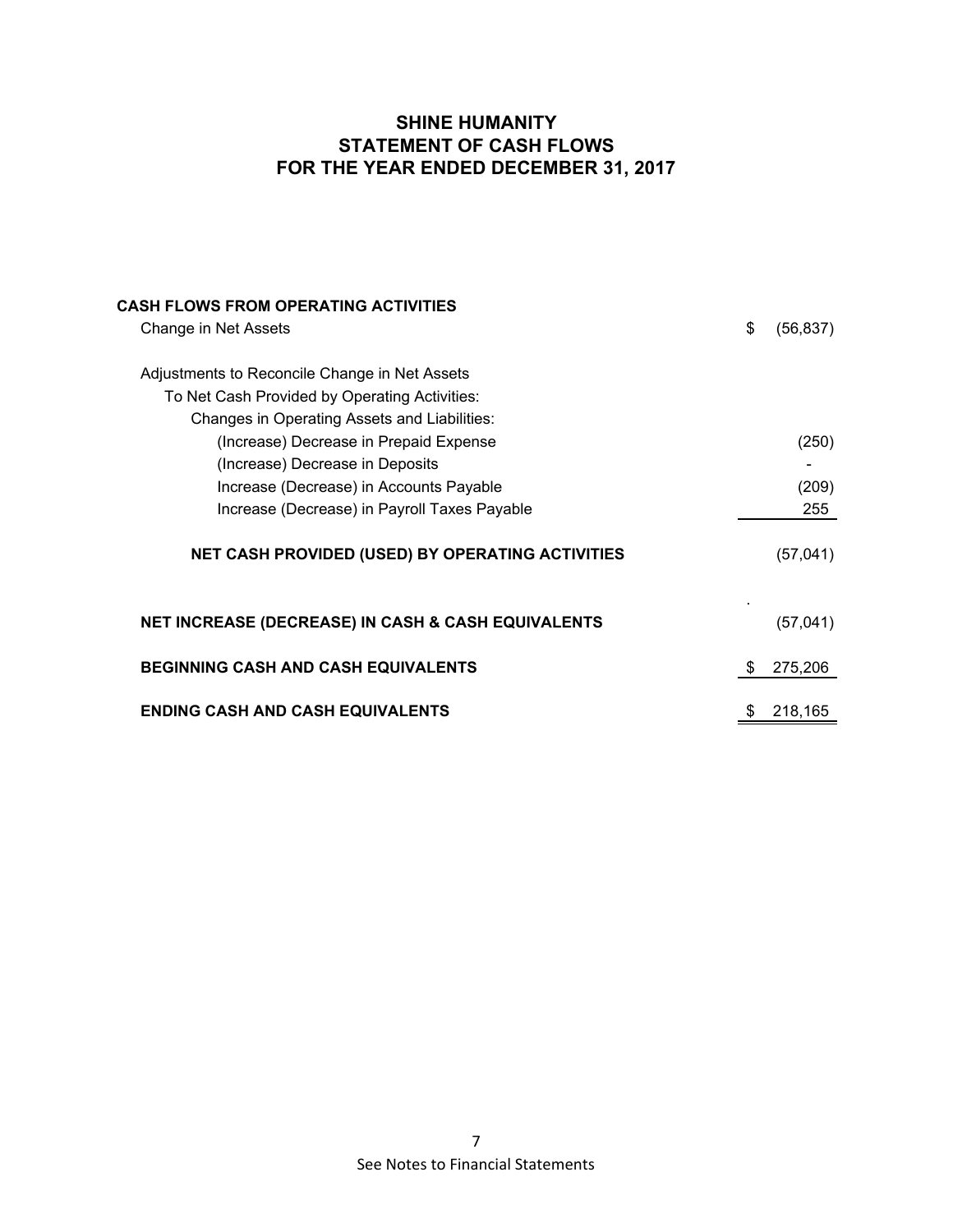# SHINE HUMANITY
## STATEMENT OF CASH FLOWS
## FOR THE YEAR ENDED DECEMBER 31, 2017

| | | |
|---|---|---|
| **CASH FLOWS FROM OPERATING ACTIVITIES** | | |
| Change in Net Assets | $ | (56,837) |
| | | |
| Adjustments to Reconcile Change in Net Assets | | |
| To Net Cash Provided by Operating Activities: | | |
| Changes in Operating Assets and Liabilities: | | |
| (Increase) Decrease in Prepaid Expense | | (250) |
| (Increase) Decrease in Deposits | | - |
| Increase (Decrease) in Accounts Payable | | (209) |
| Increase (Decrease) in Payroll Taxes Payable | | 255 |
| | | |
| **NET CASH PROVIDED (USED) BY OPERATING ACTIVITIES** | | (57,041) |
| | | |
| **NET INCREASE (DECREASE) IN CASH & CASH EQUIVALENTS** | | (57,041) |
| | | |
| **BEGINNING CASH AND CASH EQUIVALENTS** | $ | 275,206 |
| | | |
| **ENDING CASH AND CASH EQUIVALENTS** | $ | 218,165 |

See Notes to Financial Statements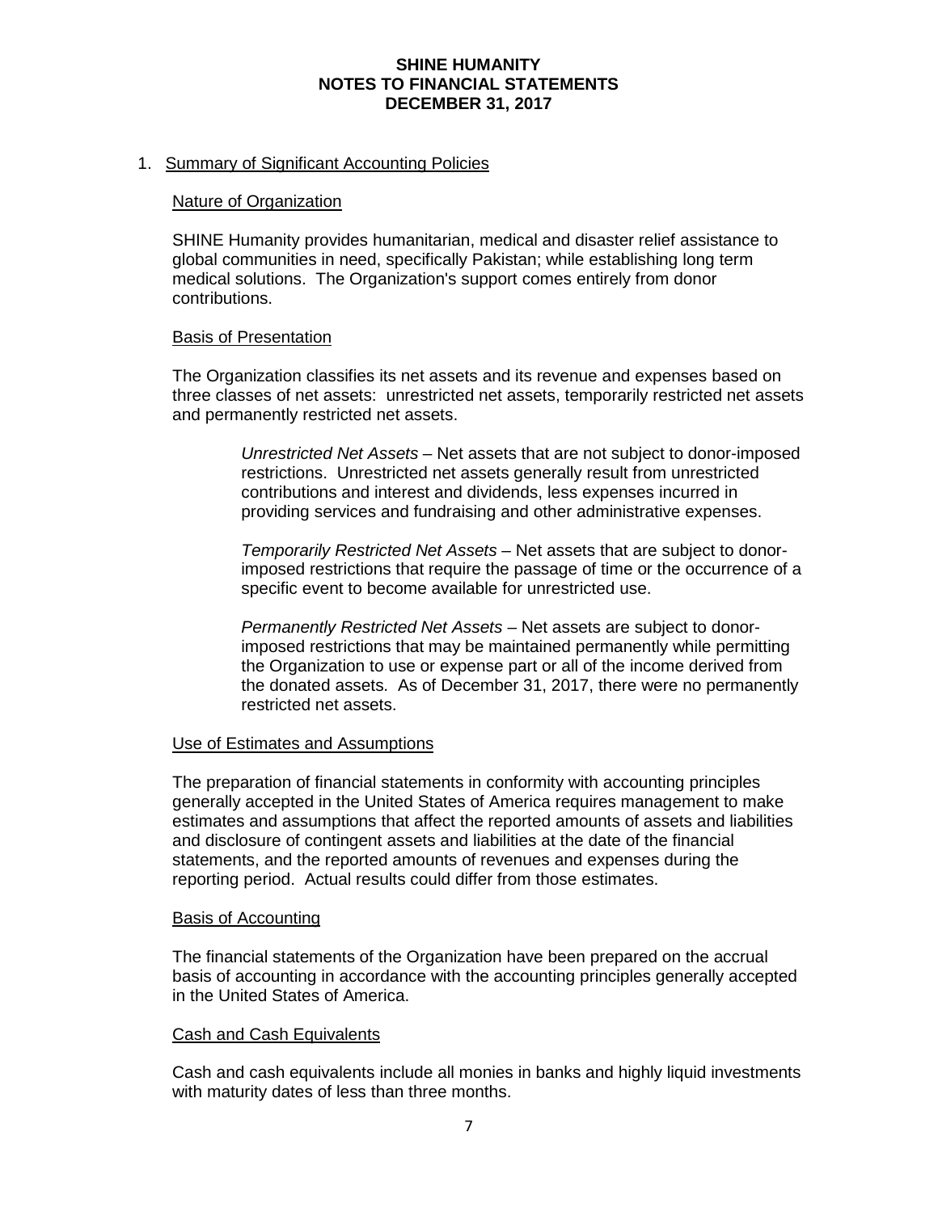**SHINE HUMANITY**
**NOTES TO FINANCIAL STATEMENTS**
**DECEMBER 31, 2017**

1. Summary of Significant Accounting Policies

### Nature of Organization

SHINE Humanity provides humanitarian, medical and disaster relief assistance to global communities in need, specifically Pakistan; while establishing long term medical solutions. The Organization's support comes entirely from donor contributions.

### Basis of Presentation

The Organization classifies its net assets and its revenue and expenses based on three classes of net assets: unrestricted net assets, temporarily restricted net assets and permanently restricted net assets.

*Unrestricted Net Assets* – Net assets that are not subject to donor-imposed restrictions. Unrestricted net assets generally result from unrestricted contributions and interest and dividends, less expenses incurred in providing services and fundraising and other administrative expenses.

*Temporarily Restricted Net Assets* – Net assets that are subject to donor-imposed restrictions that require the passage of time or the occurrence of a specific event to become available for unrestricted use.

*Permanently Restricted Net Assets* – Net assets are subject to donor-imposed restrictions that may be maintained permanently while permitting the Organization to use or expense part or all of the income derived from the donated assets. As of December 31, 2017, there were no permanently restricted net assets.

### Use of Estimates and Assumptions

The preparation of financial statements in conformity with accounting principles generally accepted in the United States of America requires management to make estimates and assumptions that affect the reported amounts of assets and liabilities and disclosure of contingent assets and liabilities at the date of the financial statements, and the reported amounts of revenues and expenses during the reporting period. Actual results could differ from those estimates.

### Basis of Accounting

The financial statements of the Organization have been prepared on the accrual basis of accounting in accordance with the accounting principles generally accepted in the United States of America.

### Cash and Cash Equivalents

Cash and cash equivalents include all monies in banks and highly liquid investments with maturity dates of less than three months.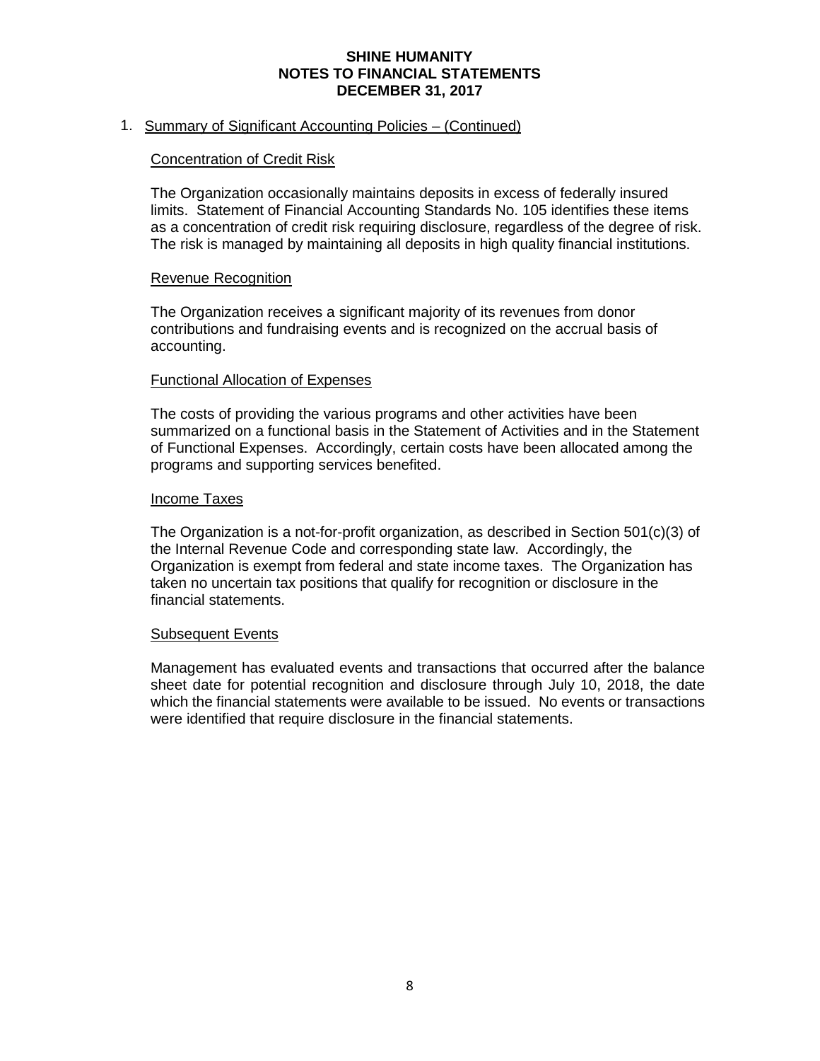**SHINE HUMANITY**
**NOTES TO FINANCIAL STATEMENTS**
**DECEMBER 31, 2017**

1. Summary of Significant Accounting Policies – (Continued)

Concentration of Credit Risk

The Organization occasionally maintains deposits in excess of federally insured limits. Statement of Financial Accounting Standards No. 105 identifies these items as a concentration of credit risk requiring disclosure, regardless of the degree of risk. The risk is managed by maintaining all deposits in high quality financial institutions.

Revenue Recognition

The Organization receives a significant majority of its revenues from donor contributions and fundraising events and is recognized on the accrual basis of accounting.

Functional Allocation of Expenses

The costs of providing the various programs and other activities have been summarized on a functional basis in the Statement of Activities and in the Statement of Functional Expenses. Accordingly, certain costs have been allocated among the programs and supporting services benefited.

Income Taxes

The Organization is a not-for-profit organization, as described in Section 501(c)(3) of the Internal Revenue Code and corresponding state law. Accordingly, the Organization is exempt from federal and state income taxes. The Organization has taken no uncertain tax positions that qualify for recognition or disclosure in the financial statements.

Subsequent Events

Management has evaluated events and transactions that occurred after the balance sheet date for potential recognition and disclosure through July 10, 2018, the date which the financial statements were available to be issued. No events or transactions were identified that require disclosure in the financial statements.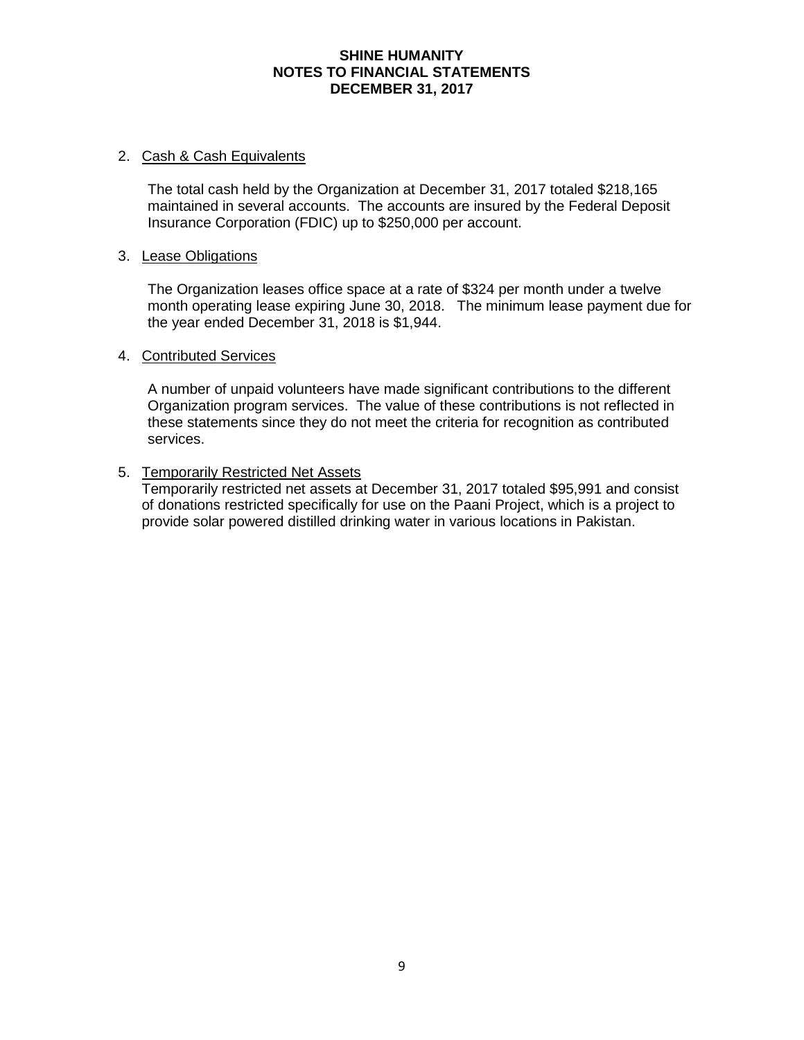# SHINE HUMANITY
# NOTES TO FINANCIAL STATEMENTS
# DECEMBER 31, 2017

2. Cash & Cash Equivalents

   The total cash held by the Organization at December 31, 2017 totaled $218,165 maintained in several accounts. The accounts are insured by the Federal Deposit Insurance Corporation (FDIC) up to $250,000 per account.

3. Lease Obligations

   The Organization leases office space at a rate of $324 per month under a twelve month operating lease expiring June 30, 2018. The minimum lease payment due for the year ended December 31, 2018 is $1,944.

4. Contributed Services

   A number of unpaid volunteers have made significant contributions to the different Organization program services. The value of these contributions is not reflected in these statements since they do not meet the criteria for recognition as contributed services.

5. Temporarily Restricted Net Assets

   Temporarily restricted net assets at December 31, 2017 totaled $95,991 and consist of donations restricted specifically for use on the Paani Project, which is a project to provide solar powered distilled drinking water in various locations in Pakistan.